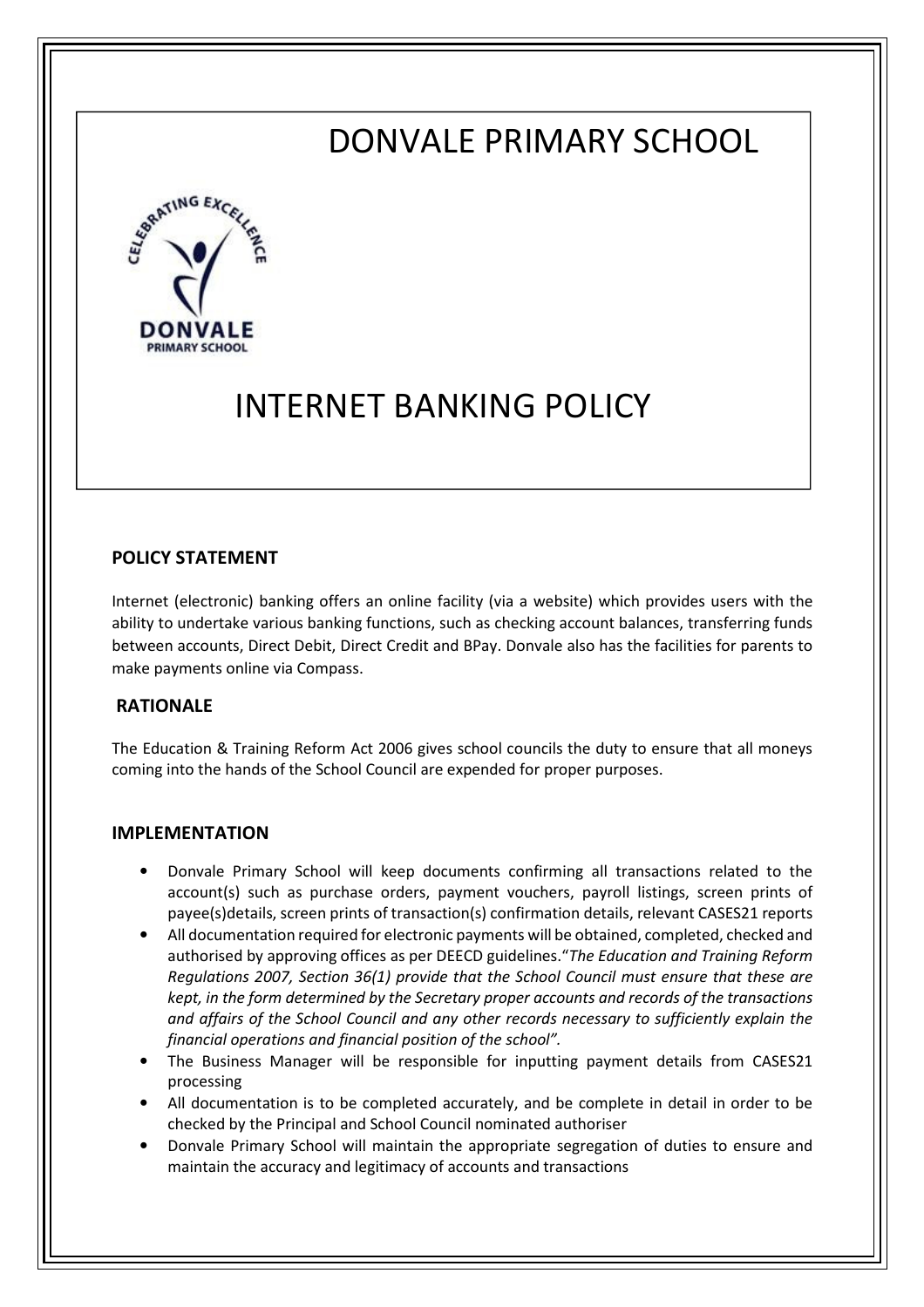# DONVALE PRIMARY SCHOOL

# INTERNET BANKING POLICY

## POLICY STATEMENT

Internet (electronic) banking offers an online facility (via a website) which provides users with the ability to undertake various banking functions, such as checking account balances, transferring funds between accounts, Direct Debit, Direct Credit and BPay. Donvale also has the facilities for parents to make payments online via Compass.

## RATIONALE

The Education & Training Reform Act 2006 gives school councils the duty to ensure that all moneys coming into the hands of the School Council are expended for proper purposes.

## IMPLEMENTATION

- Donvale Primary School will keep documents confirming all transactions related to the account(s) such as purchase orders, payment vouchers, payroll listings, screen prints of payee(s)details, screen prints of transaction(s) confirmation details, relevant CASES21 reports
- All documentation required for electronic payments will be obtained, completed, checked and authorised by approving offices as per DEECD guidelines."*The Education and Training Reform Regulations 2007, Section 36(1) provide that the School Council must ensure that these are kept, in the form determined by the Secretary proper accounts and records of the transactions and affairs of the School Council and any other records necessary to sufficiently explain the financial operations and financial position of the school".*
- The Business Manager will be responsible for inputting payment details from CASES21 processing
- All documentation is to be completed accurately, and be complete in detail in order to be checked by the Principal and School Council nominated authoriser
- Donvale Primary School will maintain the appropriate segregation of duties to ensure and maintain the accuracy and legitimacy of accounts and transactions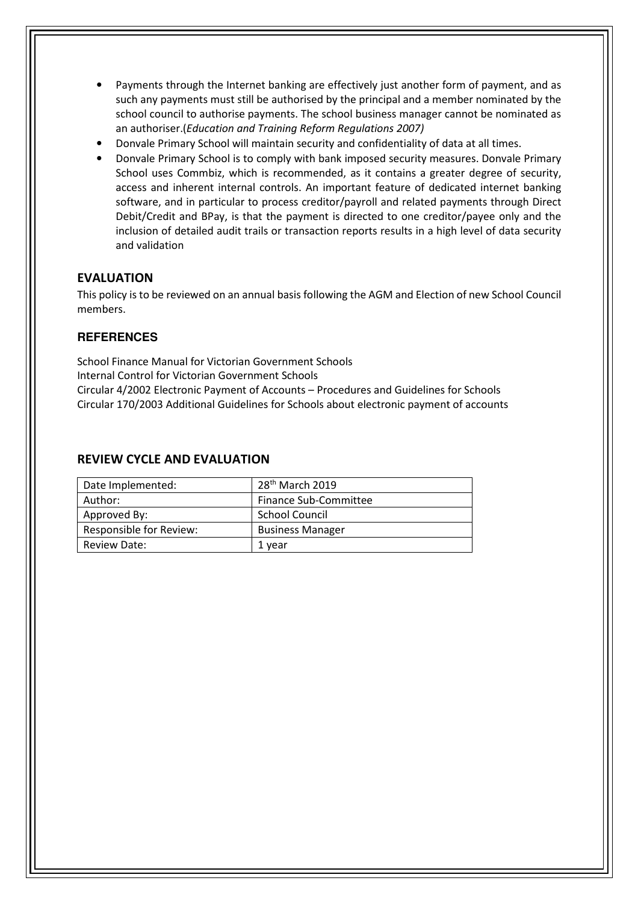- Payments through the Internet banking are effectively just another form of payment, and as such any payments must still be authorised by the principal and a member nominated by the school council to authorise payments. The school business manager cannot be nominated as an authoriser.(*Education and Training Reform Regulations 2007)*
- Donvale Primary School will maintain security and confidentiality of data at all times.
- Donvale Primary School is to comply with bank imposed security measures. Donvale Primary School uses Commbiz, which is recommended, as it contains a greater degree of security, access and inherent internal controls. An important feature of dedicated internet banking software, and in particular to process creditor/payroll and related payments through Direct Debit/Credit and BPay, is that the payment is directed to one creditor/payee only and the inclusion of detailed audit trails or transaction reports results in a high level of data security and validation

## EVALUATION

This policy is to be reviewed on an annual basis following the AGM and Election of new School Council members.

## REFERENCES

School Finance Manual for Victorian Government Schools
Internal Control for Victorian Government Schools
Circular 4/2002 Electronic Payment of Accounts – Procedures and Guidelines for Schools
Circular 170/2003 Additional Guidelines for Schools about electronic payment of accounts

## REVIEW CYCLE AND EVALUATION

| | |
|---|---|
| Date Implemented: | 28th March 2019 |
| Author: | Finance Sub-Committee |
| Approved By: | School Council |
| Responsible for Review: | Business Manager |
| Review Date: | 1 year |